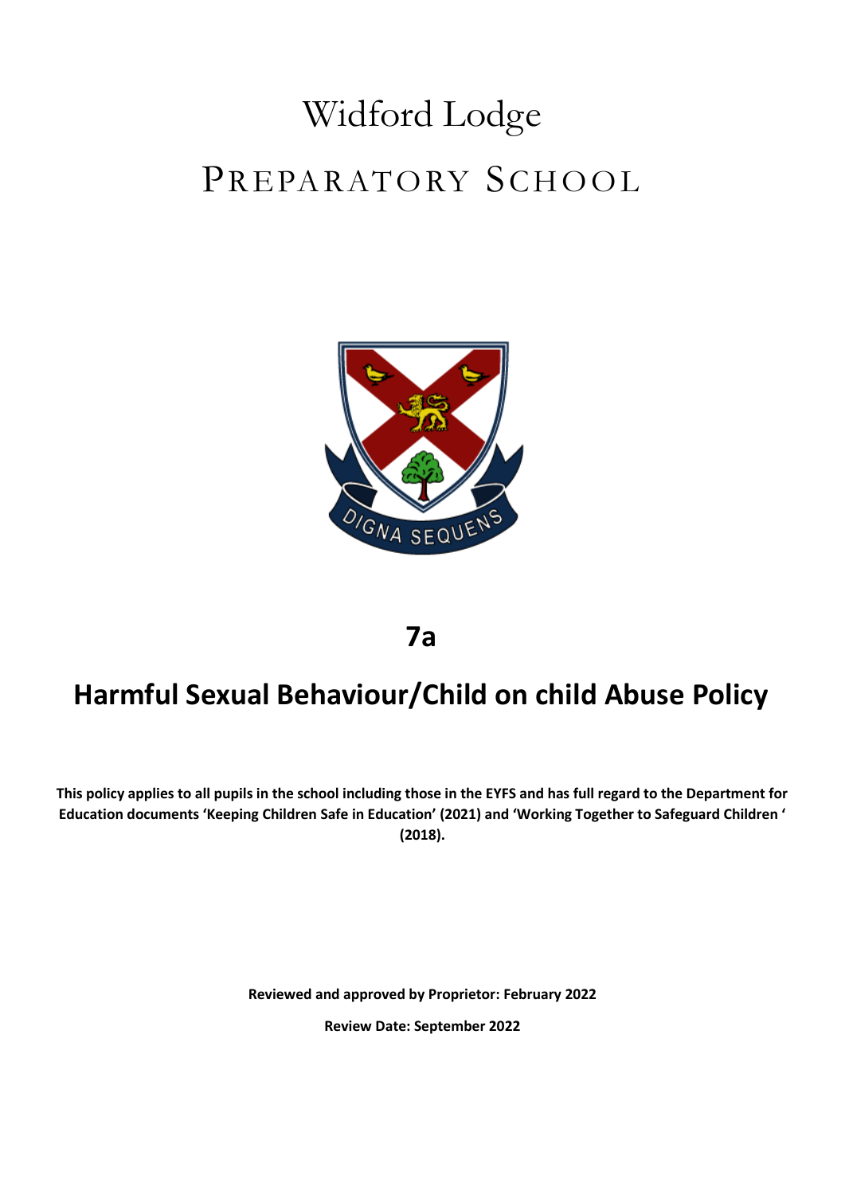# Widford Lodge

# PREPARATORY SCHOOL

DIGNA SEQUENS

## 7a

## Harmful Sexual Behaviour/Child on child Abuse Policy

**This policy applies to all pupils in the school including those in the EYFS and has full regard to the Department for Education documents 'Keeping Children Safe in Education' (2021) and 'Working Together to Safeguard Children ' (2018).**

**Reviewed and approved by Proprietor: February 2022**

**Review Date: September 2022**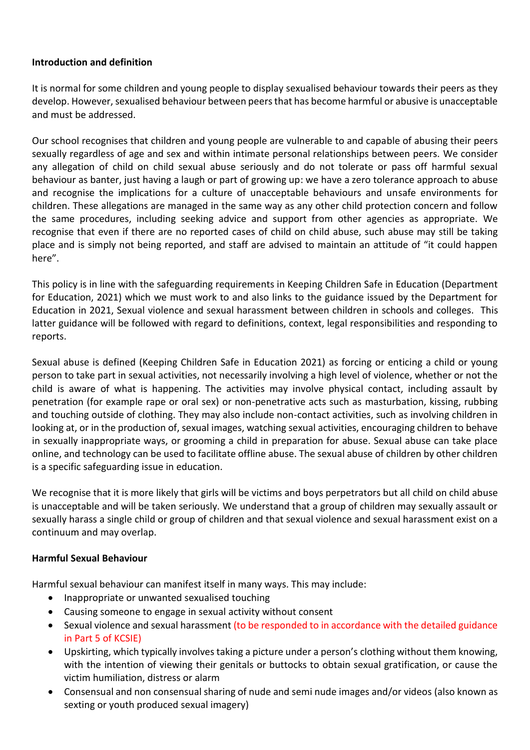**Introduction and definition**

It is normal for some children and young people to display sexualised behaviour towards their peers as they develop. However, sexualised behaviour between peers that has become harmful or abusive is unacceptable and must be addressed.

Our school recognises that children and young people are vulnerable to and capable of abusing their peers sexually regardless of age and sex and within intimate personal relationships between peers. We consider any allegation of child on child sexual abuse seriously and do not tolerate or pass off harmful sexual behaviour as banter, just having a laugh or part of growing up: we have a zero tolerance approach to abuse and recognise the implications for a culture of unacceptable behaviours and unsafe environments for children. These allegations are managed in the same way as any other child protection concern and follow the same procedures, including seeking advice and support from other agencies as appropriate. We recognise that even if there are no reported cases of child on child abuse, such abuse may still be taking place and is simply not being reported, and staff are advised to maintain an attitude of "it could happen here".

This policy is in line with the safeguarding requirements in Keeping Children Safe in Education (Department for Education, 2021) which we must work to and also links to the guidance issued by the Department for Education in 2021, Sexual violence and sexual harassment between children in schools and colleges. This latter guidance will be followed with regard to definitions, context, legal responsibilities and responding to reports.

Sexual abuse is defined (Keeping Children Safe in Education 2021) as forcing or enticing a child or young person to take part in sexual activities, not necessarily involving a high level of violence, whether or not the child is aware of what is happening. The activities may involve physical contact, including assault by penetration (for example rape or oral sex) or non-penetrative acts such as masturbation, kissing, rubbing and touching outside of clothing. They may also include non-contact activities, such as involving children in looking at, or in the production of, sexual images, watching sexual activities, encouraging children to behave in sexually inappropriate ways, or grooming a child in preparation for abuse. Sexual abuse can take place online, and technology can be used to facilitate offline abuse. The sexual abuse of children by other children is a specific safeguarding issue in education.

We recognise that it is more likely that girls will be victims and boys perpetrators but all child on child abuse is unacceptable and will be taken seriously. We understand that a group of children may sexually assault or sexually harass a single child or group of children and that sexual violence and sexual harassment exist on a continuum and may overlap.

**Harmful Sexual Behaviour**

Harmful sexual behaviour can manifest itself in many ways. This may include:

- Inappropriate or unwanted sexualised touching
- Causing someone to engage in sexual activity without consent
- Sexual violence and sexual harassment (to be responded to in accordance with the detailed guidance in Part 5 of KCSIE)
- Upskirting, which typically involves taking a picture under a person's clothing without them knowing, with the intention of viewing their genitals or buttocks to obtain sexual gratification, or cause the victim humiliation, distress or alarm
- Consensual and non consensual sharing of nude and semi nude images and/or videos (also known as sexting or youth produced sexual imagery)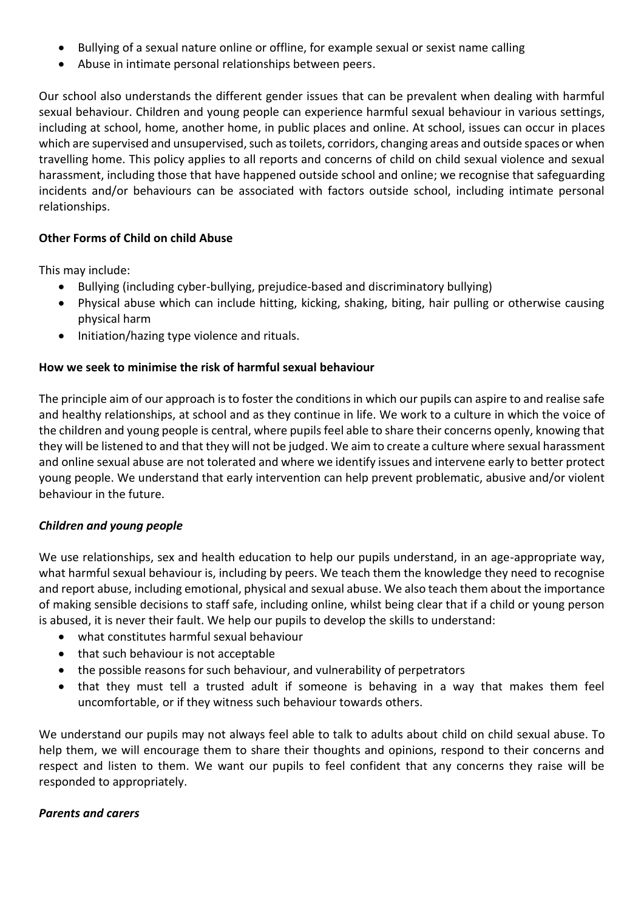- Bullying of a sexual nature online or offline, for example sexual or sexist name calling
- Abuse in intimate personal relationships between peers.

Our school also understands the different gender issues that can be prevalent when dealing with harmful sexual behaviour. Children and young people can experience harmful sexual behaviour in various settings, including at school, home, another home, in public places and online. At school, issues can occur in places which are supervised and unsupervised, such as toilets, corridors, changing areas and outside spaces or when travelling home. This policy applies to all reports and concerns of child on child sexual violence and sexual harassment, including those that have happened outside school and online; we recognise that safeguarding incidents and/or behaviours can be associated with factors outside school, including intimate personal relationships.

**Other Forms of Child on child Abuse**

This may include:

- Bullying (including cyber-bullying, prejudice-based and discriminatory bullying)
- Physical abuse which can include hitting, kicking, shaking, biting, hair pulling or otherwise causing physical harm
- Initiation/hazing type violence and rituals.

**How we seek to minimise the risk of harmful sexual behaviour**

The principle aim of our approach is to foster the conditions in which our pupils can aspire to and realise safe and healthy relationships, at school and as they continue in life. We work to a culture in which the voice of the children and young people is central, where pupils feel able to share their concerns openly, knowing that they will be listened to and that they will not be judged. We aim to create a culture where sexual harassment and online sexual abuse are not tolerated and where we identify issues and intervene early to better protect young people. We understand that early intervention can help prevent problematic, abusive and/or violent behaviour in the future.

***Children and young people***

We use relationships, sex and health education to help our pupils understand, in an age-appropriate way, what harmful sexual behaviour is, including by peers. We teach them the knowledge they need to recognise and report abuse, including emotional, physical and sexual abuse. We also teach them about the importance of making sensible decisions to staff safe, including online, whilst being clear that if a child or young person is abused, it is never their fault. We help our pupils to develop the skills to understand:

- what constitutes harmful sexual behaviour
- that such behaviour is not acceptable
- the possible reasons for such behaviour, and vulnerability of perpetrators
- that they must tell a trusted adult if someone is behaving in a way that makes them feel uncomfortable, or if they witness such behaviour towards others.

We understand our pupils may not always feel able to talk to adults about child on child sexual abuse. To help them, we will encourage them to share their thoughts and opinions, respond to their concerns and respect and listen to them. We want our pupils to feel confident that any concerns they raise will be responded to appropriately.

***Parents and carers***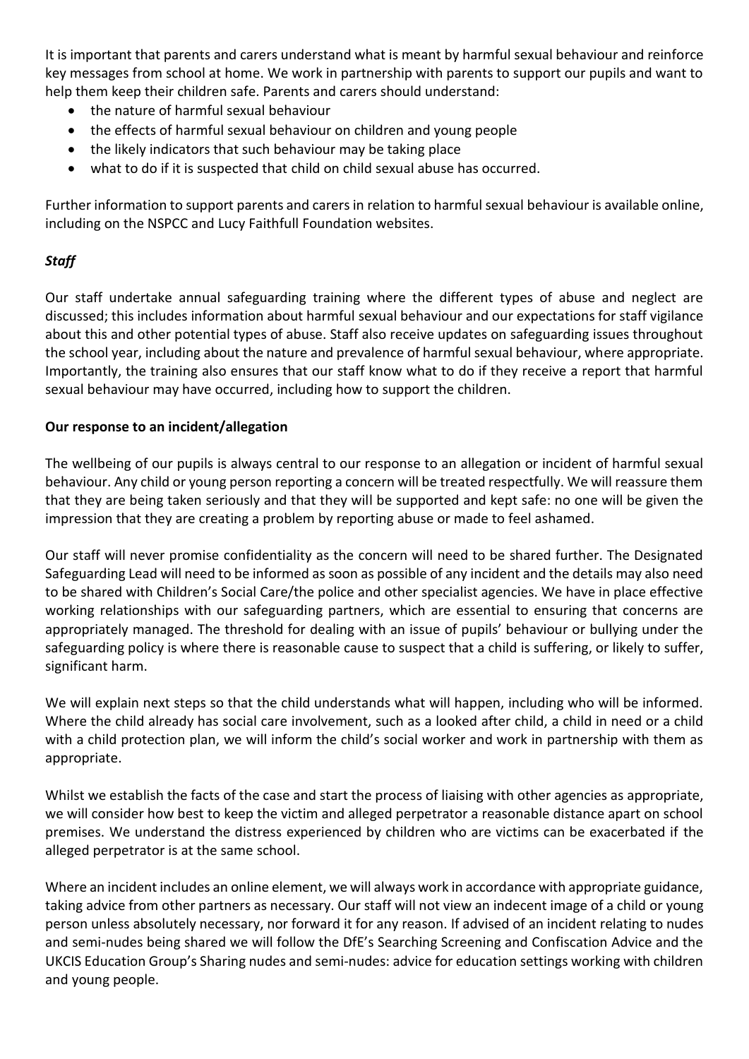It is important that parents and carers understand what is meant by harmful sexual behaviour and reinforce key messages from school at home. We work in partnership with parents to support our pupils and want to help them keep their children safe. Parents and carers should understand:

- the nature of harmful sexual behaviour
- the effects of harmful sexual behaviour on children and young people
- the likely indicators that such behaviour may be taking place
- what to do if it is suspected that child on child sexual abuse has occurred.

Further information to support parents and carers in relation to harmful sexual behaviour is available online, including on the NSPCC and Lucy Faithfull Foundation websites.

***Staff***

Our staff undertake annual safeguarding training where the different types of abuse and neglect are discussed; this includes information about harmful sexual behaviour and our expectations for staff vigilance about this and other potential types of abuse. Staff also receive updates on safeguarding issues throughout the school year, including about the nature and prevalence of harmful sexual behaviour, where appropriate. Importantly, the training also ensures that our staff know what to do if they receive a report that harmful sexual behaviour may have occurred, including how to support the children.

**Our response to an incident/allegation**

The wellbeing of our pupils is always central to our response to an allegation or incident of harmful sexual behaviour. Any child or young person reporting a concern will be treated respectfully. We will reassure them that they are being taken seriously and that they will be supported and kept safe: no one will be given the impression that they are creating a problem by reporting abuse or made to feel ashamed.

Our staff will never promise confidentiality as the concern will need to be shared further. The Designated Safeguarding Lead will need to be informed as soon as possible of any incident and the details may also need to be shared with Children's Social Care/the police and other specialist agencies. We have in place effective working relationships with our safeguarding partners, which are essential to ensuring that concerns are appropriately managed. The threshold for dealing with an issue of pupils' behaviour or bullying under the safeguarding policy is where there is reasonable cause to suspect that a child is suffering, or likely to suffer, significant harm.

We will explain next steps so that the child understands what will happen, including who will be informed. Where the child already has social care involvement, such as a looked after child, a child in need or a child with a child protection plan, we will inform the child's social worker and work in partnership with them as appropriate.

Whilst we establish the facts of the case and start the process of liaising with other agencies as appropriate, we will consider how best to keep the victim and alleged perpetrator a reasonable distance apart on school premises. We understand the distress experienced by children who are victims can be exacerbated if the alleged perpetrator is at the same school.

Where an incident includes an online element, we will always work in accordance with appropriate guidance, taking advice from other partners as necessary. Our staff will not view an indecent image of a child or young person unless absolutely necessary, nor forward it for any reason. If advised of an incident relating to nudes and semi-nudes being shared we will follow the DfE's Searching Screening and Confiscation Advice and the UKCIS Education Group's Sharing nudes and semi-nudes: advice for education settings working with children and young people.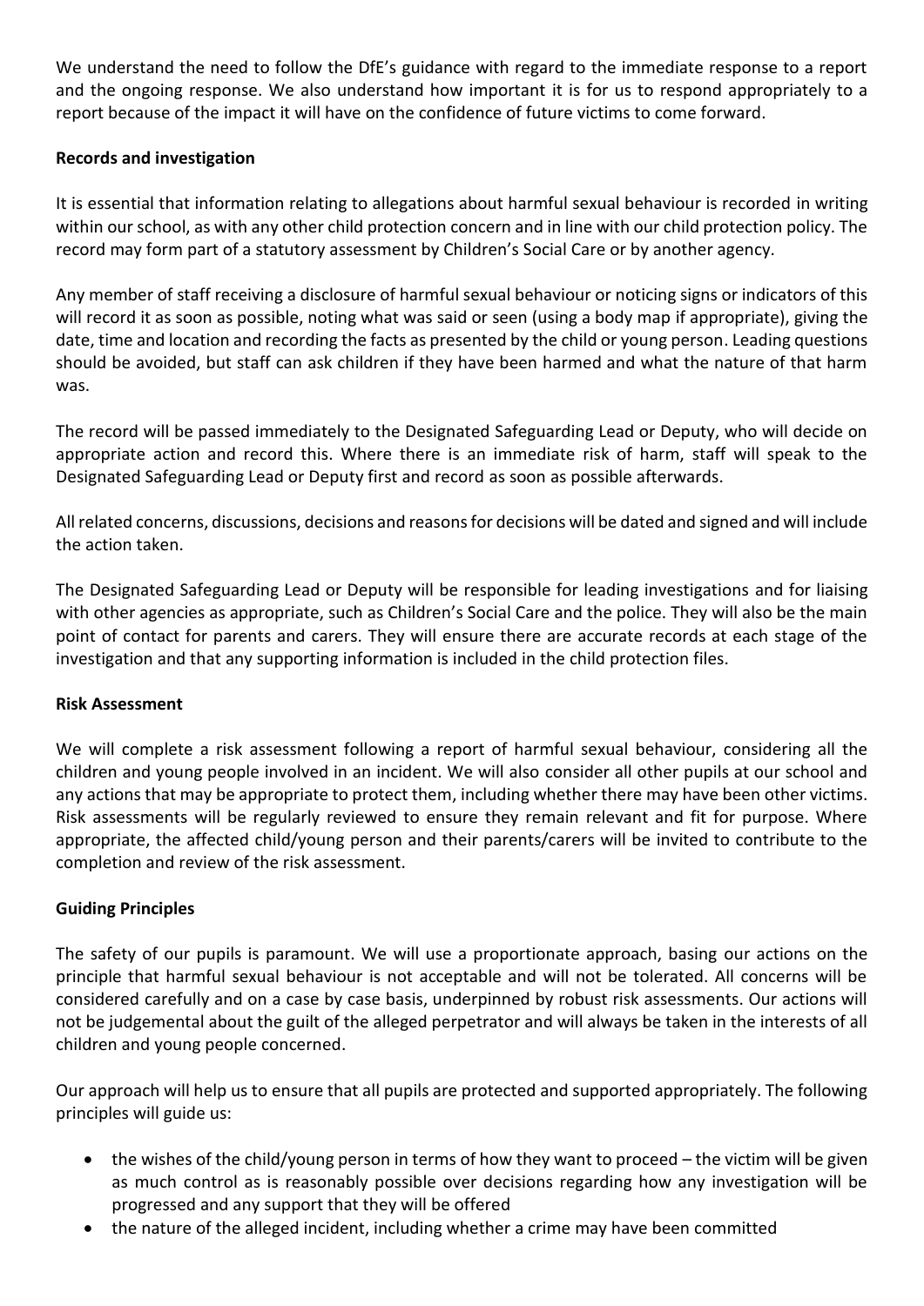We understand the need to follow the DfE's guidance with regard to the immediate response to a report and the ongoing response. We also understand how important it is for us to respond appropriately to a report because of the impact it will have on the confidence of future victims to come forward.

**Records and investigation**

It is essential that information relating to allegations about harmful sexual behaviour is recorded in writing within our school, as with any other child protection concern and in line with our child protection policy. The record may form part of a statutory assessment by Children's Social Care or by another agency.

Any member of staff receiving a disclosure of harmful sexual behaviour or noticing signs or indicators of this will record it as soon as possible, noting what was said or seen (using a body map if appropriate), giving the date, time and location and recording the facts as presented by the child or young person. Leading questions should be avoided, but staff can ask children if they have been harmed and what the nature of that harm was.

The record will be passed immediately to the Designated Safeguarding Lead or Deputy, who will decide on appropriate action and record this. Where there is an immediate risk of harm, staff will speak to the Designated Safeguarding Lead or Deputy first and record as soon as possible afterwards.

All related concerns, discussions, decisions and reasons for decisions will be dated and signed and will include the action taken.

The Designated Safeguarding Lead or Deputy will be responsible for leading investigations and for liaising with other agencies as appropriate, such as Children's Social Care and the police. They will also be the main point of contact for parents and carers. They will ensure there are accurate records at each stage of the investigation and that any supporting information is included in the child protection files.

**Risk Assessment**

We will complete a risk assessment following a report of harmful sexual behaviour, considering all the children and young people involved in an incident. We will also consider all other pupils at our school and any actions that may be appropriate to protect them, including whether there may have been other victims. Risk assessments will be regularly reviewed to ensure they remain relevant and fit for purpose. Where appropriate, the affected child/young person and their parents/carers will be invited to contribute to the completion and review of the risk assessment.

**Guiding Principles**

The safety of our pupils is paramount. We will use a proportionate approach, basing our actions on the principle that harmful sexual behaviour is not acceptable and will not be tolerated. All concerns will be considered carefully and on a case by case basis, underpinned by robust risk assessments. Our actions will not be judgemental about the guilt of the alleged perpetrator and will always be taken in the interests of all children and young people concerned.

Our approach will help us to ensure that all pupils are protected and supported appropriately. The following principles will guide us:

- the wishes of the child/young person in terms of how they want to proceed – the victim will be given as much control as is reasonably possible over decisions regarding how any investigation will be progressed and any support that they will be offered
- the nature of the alleged incident, including whether a crime may have been committed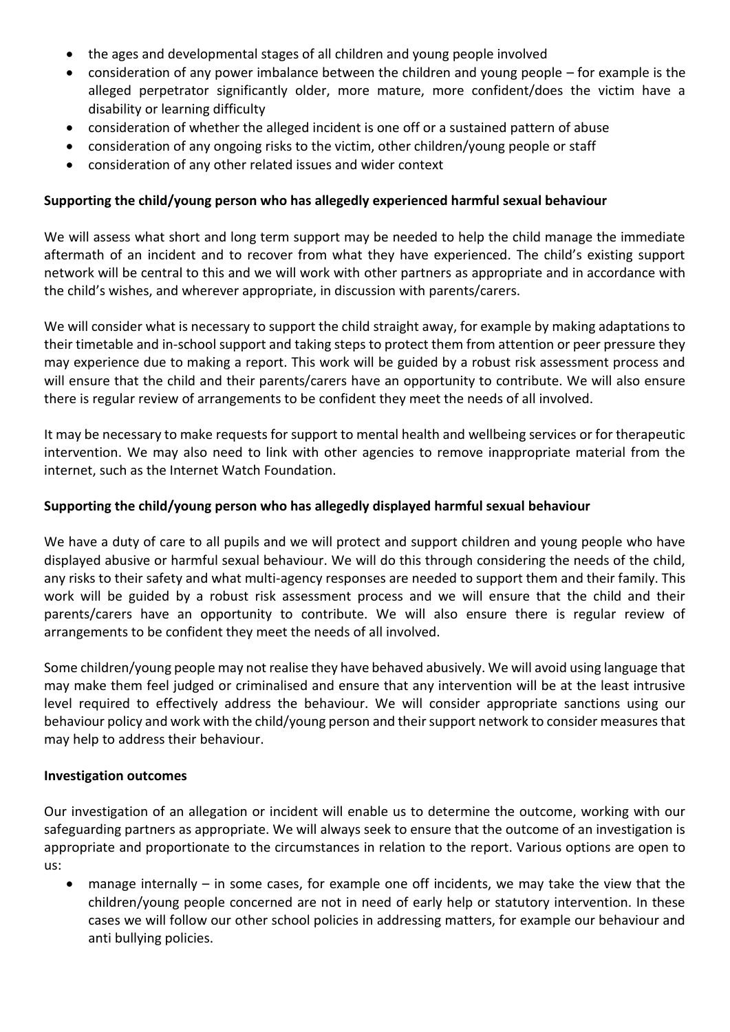- the ages and developmental stages of all children and young people involved
- consideration of any power imbalance between the children and young people – for example is the alleged perpetrator significantly older, more mature, more confident/does the victim have a disability or learning difficulty
- consideration of whether the alleged incident is one off or a sustained pattern of abuse
- consideration of any ongoing risks to the victim, other children/young people or staff
- consideration of any other related issues and wider context

**Supporting the child/young person who has allegedly experienced harmful sexual behaviour**

We will assess what short and long term support may be needed to help the child manage the immediate aftermath of an incident and to recover from what they have experienced. The child's existing support network will be central to this and we will work with other partners as appropriate and in accordance with the child's wishes, and wherever appropriate, in discussion with parents/carers.

We will consider what is necessary to support the child straight away, for example by making adaptations to their timetable and in-school support and taking steps to protect them from attention or peer pressure they may experience due to making a report. This work will be guided by a robust risk assessment process and will ensure that the child and their parents/carers have an opportunity to contribute. We will also ensure there is regular review of arrangements to be confident they meet the needs of all involved.

It may be necessary to make requests for support to mental health and wellbeing services or for therapeutic intervention. We may also need to link with other agencies to remove inappropriate material from the internet, such as the Internet Watch Foundation.

**Supporting the child/young person who has allegedly displayed harmful sexual behaviour**

We have a duty of care to all pupils and we will protect and support children and young people who have displayed abusive or harmful sexual behaviour. We will do this through considering the needs of the child, any risks to their safety and what multi-agency responses are needed to support them and their family. This work will be guided by a robust risk assessment process and we will ensure that the child and their parents/carers have an opportunity to contribute. We will also ensure there is regular review of arrangements to be confident they meet the needs of all involved.

Some children/young people may not realise they have behaved abusively. We will avoid using language that may make them feel judged or criminalised and ensure that any intervention will be at the least intrusive level required to effectively address the behaviour. We will consider appropriate sanctions using our behaviour policy and work with the child/young person and their support network to consider measures that may help to address their behaviour.

**Investigation outcomes**

Our investigation of an allegation or incident will enable us to determine the outcome, working with our safeguarding partners as appropriate. We will always seek to ensure that the outcome of an investigation is appropriate and proportionate to the circumstances in relation to the report. Various options are open to us:

- manage internally – in some cases, for example one off incidents, we may take the view that the children/young people concerned are not in need of early help or statutory intervention. In these cases we will follow our other school policies in addressing matters, for example our behaviour and anti bullying policies.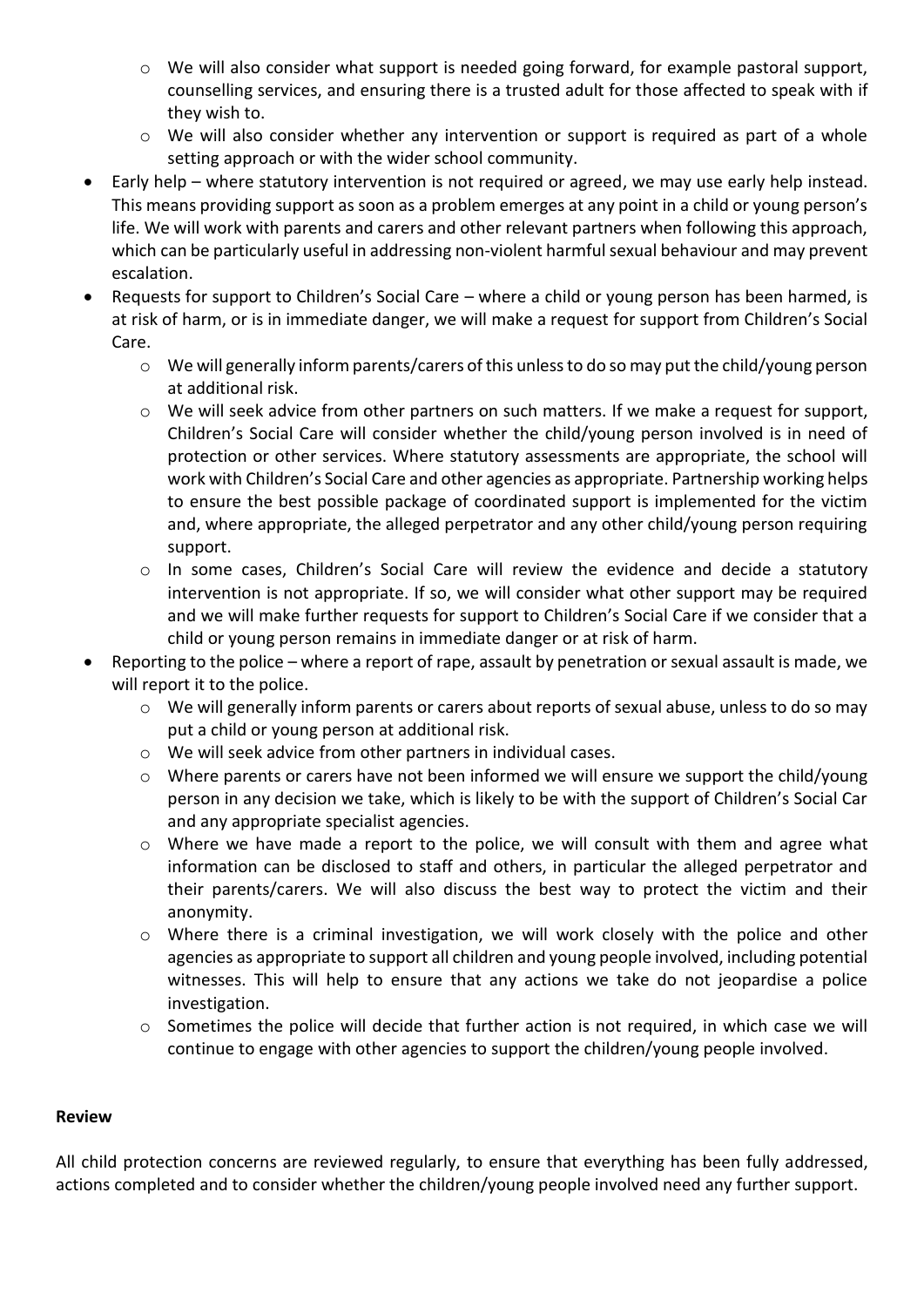- We will also consider what support is needed going forward, for example pastoral support, counselling services, and ensuring there is a trusted adult for those affected to speak with if they wish to.
  - We will also consider whether any intervention or support is required as part of a whole setting approach or with the wider school community.
- Early help – where statutory intervention is not required or agreed, we may use early help instead. This means providing support as soon as a problem emerges at any point in a child or young person's life. We will work with parents and carers and other relevant partners when following this approach, which can be particularly useful in addressing non-violent harmful sexual behaviour and may prevent escalation.
- Requests for support to Children's Social Care – where a child or young person has been harmed, is at risk of harm, or is in immediate danger, we will make a request for support from Children's Social Care.
  - We will generally inform parents/carers of this unless to do so may put the child/young person at additional risk.
  - We will seek advice from other partners on such matters. If we make a request for support, Children's Social Care will consider whether the child/young person involved is in need of protection or other services. Where statutory assessments are appropriate, the school will work with Children's Social Care and other agencies as appropriate. Partnership working helps to ensure the best possible package of coordinated support is implemented for the victim and, where appropriate, the alleged perpetrator and any other child/young person requiring support.
  - In some cases, Children's Social Care will review the evidence and decide a statutory intervention is not appropriate. If so, we will consider what other support may be required and we will make further requests for support to Children's Social Care if we consider that a child or young person remains in immediate danger or at risk of harm.
- Reporting to the police – where a report of rape, assault by penetration or sexual assault is made, we will report it to the police.
  - We will generally inform parents or carers about reports of sexual abuse, unless to do so may put a child or young person at additional risk.
  - We will seek advice from other partners in individual cases.
  - Where parents or carers have not been informed we will ensure we support the child/young person in any decision we take, which is likely to be with the support of Children's Social Car and any appropriate specialist agencies.
  - Where we have made a report to the police, we will consult with them and agree what information can be disclosed to staff and others, in particular the alleged perpetrator and their parents/carers. We will also discuss the best way to protect the victim and their anonymity.
  - Where there is a criminal investigation, we will work closely with the police and other agencies as appropriate to support all children and young people involved, including potential witnesses. This will help to ensure that any actions we take do not jeopardise a police investigation.
  - Sometimes the police will decide that further action is not required, in which case we will continue to engage with other agencies to support the children/young people involved.

**Review**

All child protection concerns are reviewed regularly, to ensure that everything has been fully addressed, actions completed and to consider whether the children/young people involved need any further support.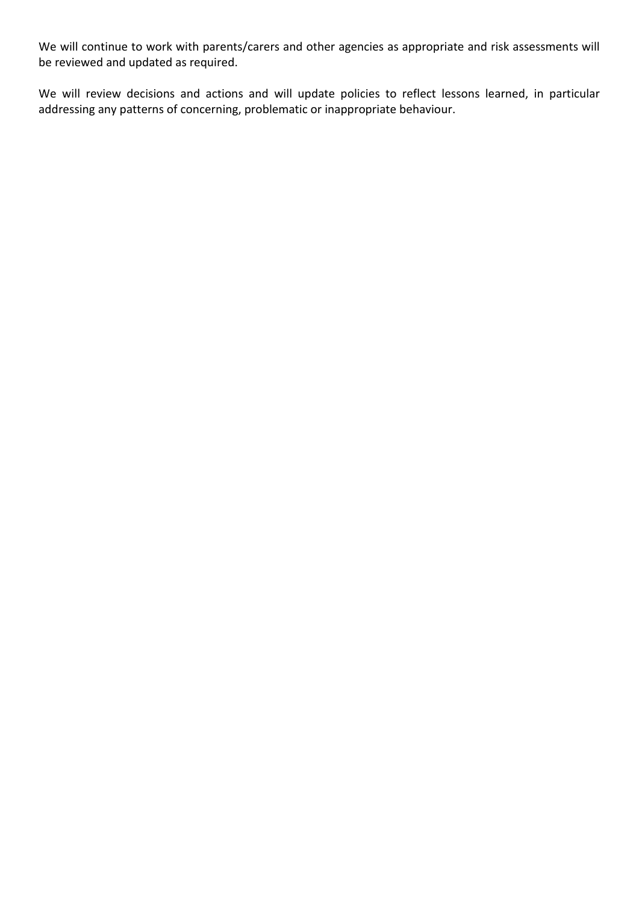We will continue to work with parents/carers and other agencies as appropriate and risk assessments will be reviewed and updated as required.

We will review decisions and actions and will update policies to reflect lessons learned, in particular addressing any patterns of concerning, problematic or inappropriate behaviour.